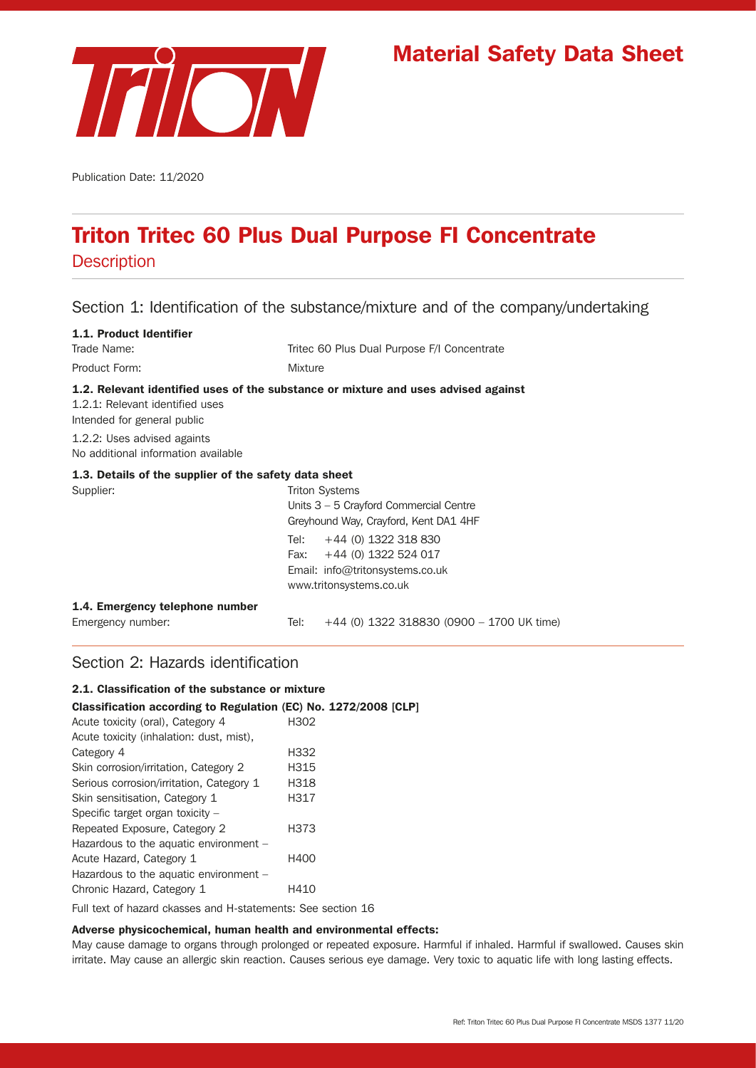# Material Safety Data Sheet

Publication Date: 11/2020

# Triton Tritec 60 Plus Dual Purpose FI Concentrate

Description

## Section 1: Identification of the substance/mixture and of the company/undertaking

### 1.1. Product Identifier

Trade Name: Tritec 60 Plus Dual Purpose F/I Concentrate

Product Form: Mixture

### 1.2. Relevant identified uses of the substance or mixture and uses advised against

1.2.1: Relevant identified uses

Intended for general public

1.2.2: Uses advised againts

No additional information available

### 1.3. Details of the supplier of the safety data sheet

Supplier:

Triton Systems
Units 3 – 5 Crayford Commercial Centre
Greyhound Way, Crayford, Kent DA1 4HF

Tel: +44 (0) 1322 318 830
Fax: +44 (0) 1322 524 017
Email: info@tritonsystems.co.uk
www.tritonsystems.co.uk

### 1.4. Emergency telephone number

Emergency number: Tel: +44 (0) 1322 318830 (0900 – 1700 UK time)

## Section 2: Hazards identification

### 2.1. Classification of the substance or mixture

**Classification according to Regulation (EC) No. 1272/2008 [CLP]**

| | |
|---|---|
| Acute toxicity (oral), Category 4 | H302 |
| Acute toxicity (inhalation: dust, mist), Category 4 | H332 |
| Skin corrosion/irritation, Category 2 | H315 |
| Serious corrosion/irritation, Category 1 | H318 |
| Skin sensitisation, Category 1 | H317 |
| Specific target organ toxicity – Repeated Exposure, Category 2 | H373 |
| Hazardous to the aquatic environment – Acute Hazard, Category 1 | H400 |
| Hazardous to the aquatic environment – Chronic Hazard, Category 1 | H410 |

Full text of hazard ckasses and H-statements: See section 16

**Adverse physicochemical, human health and environmental effects:**

May cause damage to organs through prolonged or repeated exposure. Harmful if inhaled. Harmful if swallowed. Causes skin irritate. May cause an allergic skin reaction. Causes serious eye damage. Very toxic to aquatic life with long lasting effects.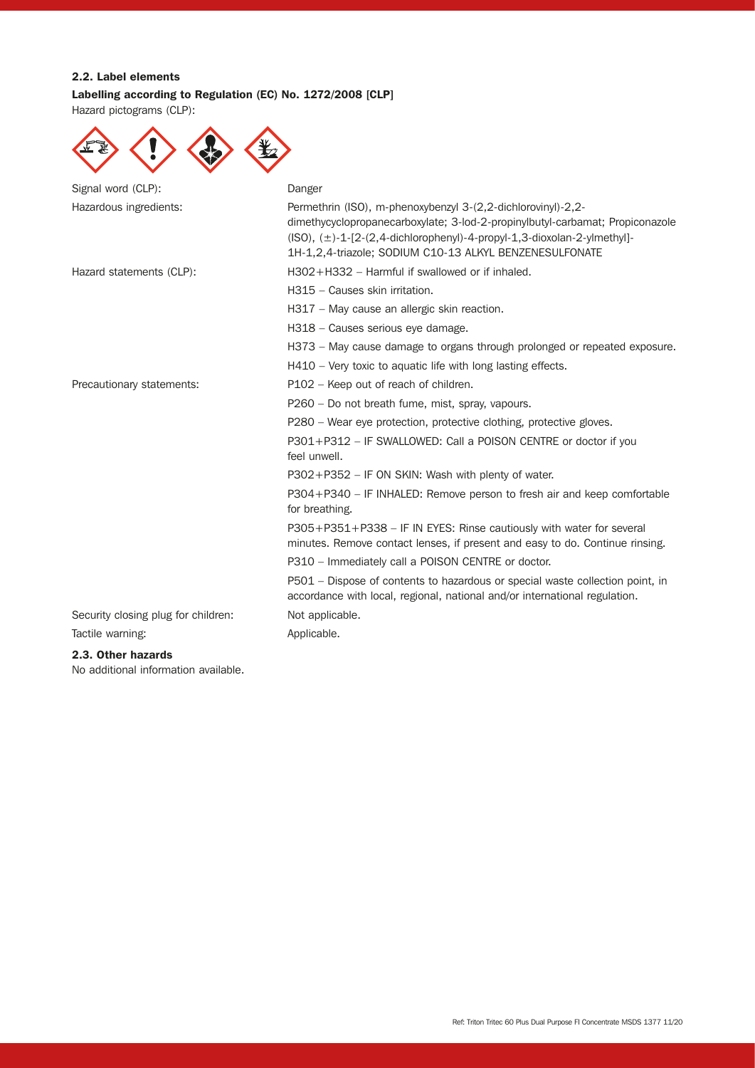### 2.2. Label elements

**Labelling according to Regulation (EC) No. 1272/2008 [CLP]**

Hazard pictograms (CLP):

| | |
|---|---|
| Signal word (CLP): | Danger |
| Hazardous ingredients: | Permethrin (ISO), m-phenoxybenzyl 3-(2,2-dichlorovinyl)-2,2-dimethycyclopropanecarboxylate; 3-Iod-2-propinylbutyl-carbamat; Propiconazole (ISO), (±)-1-[2-(2,4-dichlorophenyl)-4-propyl-1,3-dioxolan-2-ylmethyl]-1H-1,2,4-triazole; SODIUM C10-13 ALKYL BENZENESULFONATE |
| Hazard statements (CLP): | H302+H332 – Harmful if swallowed or if inhaled. |
| | H315 – Causes skin irritation. |
| | H317 – May cause an allergic skin reaction. |
| | H318 – Causes serious eye damage. |
| | H373 – May cause damage to organs through prolonged or repeated exposure. |
| | H410 – Very toxic to aquatic life with long lasting effects. |
| Precautionary statements: | P102 – Keep out of reach of children. |
| | P260 – Do not breath fume, mist, spray, vapours. |
| | P280 – Wear eye protection, protective clothing, protective gloves. |
| | P301+P312 – IF SWALLOWED: Call a POISON CENTRE or doctor if you feel unwell. |
| | P302+P352 – IF ON SKIN: Wash with plenty of water. |
| | P304+P340 – IF INHALED: Remove person to fresh air and keep comfortable for breathing. |
| | P305+P351+P338 – IF IN EYES: Rinse cautiously with water for several minutes. Remove contact lenses, if present and easy to do. Continue rinsing. |
| | P310 – Immediately call a POISON CENTRE or doctor. |
| | P501 – Dispose of contents to hazardous or special waste collection point, in accordance with local, regional, national and/or international regulation. |
| Security closing plug for children: | Not applicable. |
| Tactile warning: | Applicable. |

### 2.3. Other hazards

No additional information available.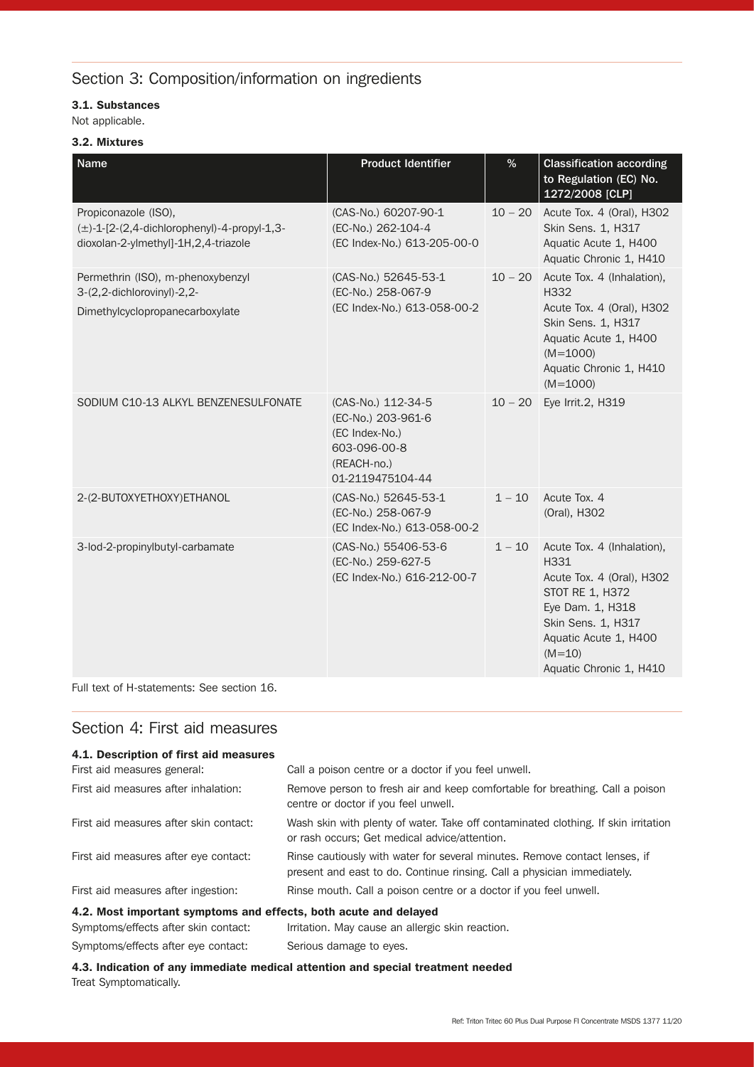## Section 3: Composition/information on ingredients

### 3.1. Substances

Not applicable.

### 3.2. Mixtures

| Name | Product Identifier | % | Classification according to Regulation (EC) No. 1272/2008 [CLP] |
|---|---|---|---|
| Propiconazole (ISO), (±)-1-[2-(2,4-dichlorophenyl)-4-propyl-1,3-dioxolan-2-ylmethyl]-1H,2,4-triazole | (CAS-No.) 60207-90-1<br>(EC-No.) 262-104-4<br>(EC Index-No.) 613-205-00-0 | 10 – 20 | Acute Tox. 4 (Oral), H302<br>Skin Sens. 1, H317<br>Aquatic Acute 1, H400<br>Aquatic Chronic 1, H410 |
| Permethrin (ISO), m-phenoxybenzyl 3-(2,2-dichlorovinyl)-2,2-Dimethylcyclopropanecarboxylate | (CAS-No.) 52645-53-1<br>(EC-No.) 258-067-9<br>(EC Index-No.) 613-058-00-2 | 10 – 20 | Acute Tox. 4 (Inhalation), H332<br>Acute Tox. 4 (Oral), H302<br>Skin Sens. 1, H317<br>Aquatic Acute 1, H400 (M=1000)<br>Aquatic Chronic 1, H410 (M=1000) |
| SODIUM C10-13 ALKYL BENZENESULFONATE | (CAS-No.) 112-34-5<br>(EC-No.) 203-961-6<br>(EC Index-No.) 603-096-00-8<br>(REACH-no.) 01-2119475104-44 | 10 – 20 | Eye Irrit.2, H319 |
| 2-(2-BUTOXYETHOXY)ETHANOL | (CAS-No.) 52645-53-1<br>(EC-No.) 258-067-9<br>(EC Index-No.) 613-058-00-2 | 1 – 10 | Acute Tox. 4 (Oral), H302 |
| 3-Iod-2-propinylbutyl-carbamate | (CAS-No.) 55406-53-6<br>(EC-No.) 259-627-5<br>(EC Index-No.) 616-212-00-7 | 1 – 10 | Acute Tox. 4 (Inhalation), H331<br>Acute Tox. 4 (Oral), H302<br>STOT RE 1, H372<br>Eye Dam. 1, H318<br>Skin Sens. 1, H317<br>Aquatic Acute 1, H400 (M=10)<br>Aquatic Chronic 1, H410 |

Full text of H-statements: See section 16.

## Section 4: First aid measures

### 4.1. Description of first aid measures

| | |
|---|---|
| First aid measures general: | Call a poison centre or a doctor if you feel unwell. |
| First aid measures after inhalation: | Remove person to fresh air and keep comfortable for breathing. Call a poison centre or doctor if you feel unwell. |
| First aid measures after skin contact: | Wash skin with plenty of water. Take off contaminated clothing. If skin irritation or rash occurs; Get medical advice/attention. |
| First aid measures after eye contact: | Rinse cautiously with water for several minutes. Remove contact lenses, if present and east to do. Continue rinsing. Call a physician immediately. |
| First aid measures after ingestion: | Rinse mouth. Call a poison centre or a doctor if you feel unwell. |

### 4.2. Most important symptoms and effects, both acute and delayed

| | |
|---|---|
| Symptoms/effects after skin contact: | Irritation. May cause an allergic skin reaction. |
| Symptoms/effects after eye contact: | Serious damage to eyes. |

### 4.3. Indication of any immediate medical attention and special treatment needed

Treat Symptomatically.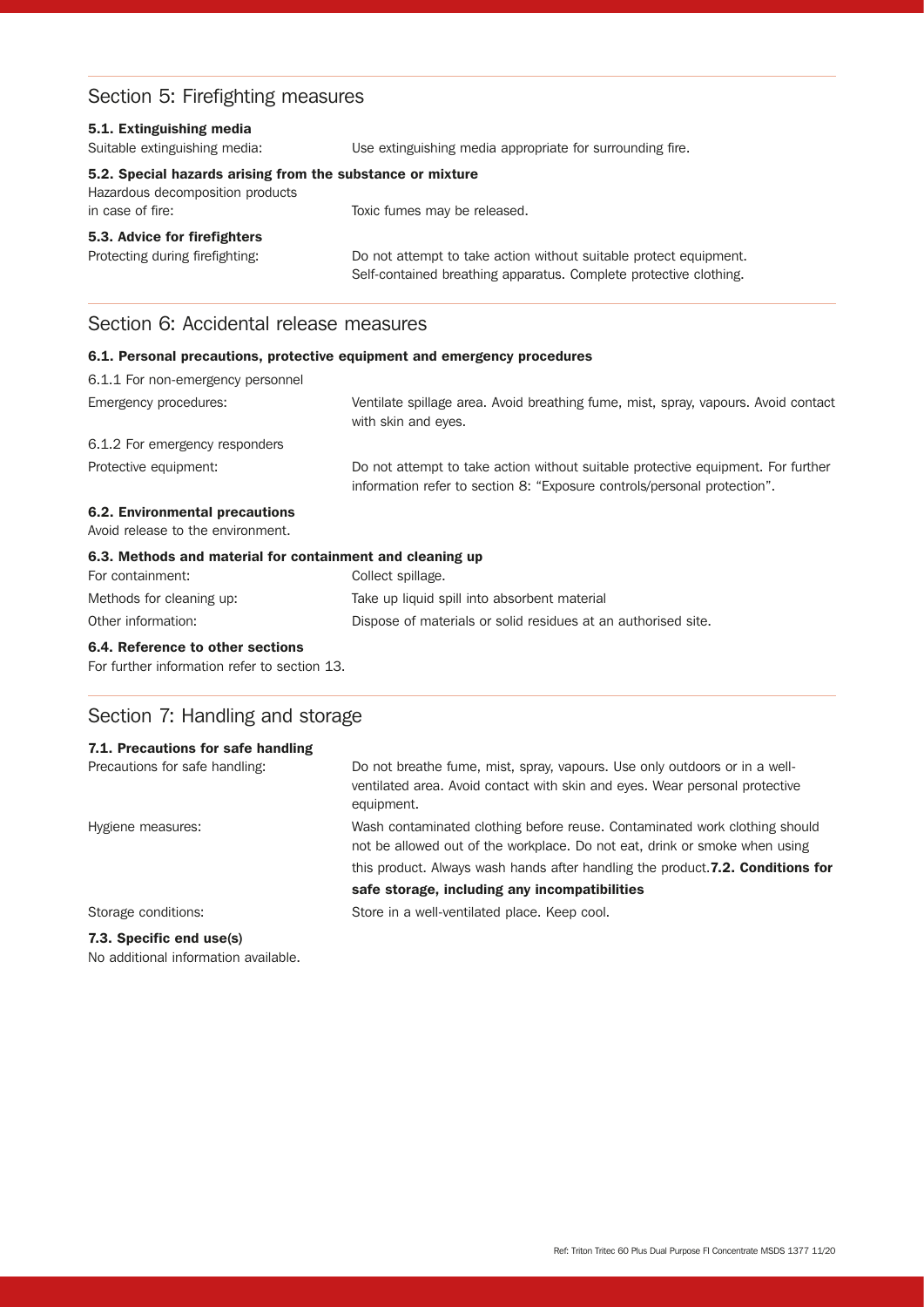## Section 5: Firefighting measures

### 5.1. Extinguishing media

| | |
|---|---|
| Suitable extinguishing media: | Use extinguishing media appropriate for surrounding fire. |

### 5.2. Special hazards arising from the substance or mixture

| | |
|---|---|
| Hazardous decomposition products in case of fire: | Toxic fumes may be released. |

### 5.3. Advice for firefighters

| | |
|---|---|
| Protecting during firefighting: | Do not attempt to take action without suitable protect equipment. Self-contained breathing apparatus. Complete protective clothing. |

## Section 6: Accidental release measures

### 6.1. Personal precautions, protective equipment and emergency procedures

6.1.1 For non-emergency personnel

| | |
|---|---|
| Emergency procedures: | Ventilate spillage area. Avoid breathing fume, mist, spray, vapours. Avoid contact with skin and eyes. |

6.1.2 For emergency responders

| | |
|---|---|
| Protective equipment: | Do not attempt to take action without suitable protective equipment. For further information refer to section 8: "Exposure controls/personal protection". |

### 6.2. Environmental precautions

Avoid release to the environment.

### 6.3. Methods and material for containment and cleaning up

| | |
|---|---|
| For containment: | Collect spillage. |
| Methods for cleaning up: | Take up liquid spill into absorbent material |
| Other information: | Dispose of materials or solid residues at an authorised site. |

### 6.4. Reference to other sections

For further information refer to section 13.

## Section 7: Handling and storage

### 7.1. Precautions for safe handling

| | |
|---|---|
| Precautions for safe handling: | Do not breathe fume, mist, spray, vapours. Use only outdoors or in a well-ventilated area. Avoid contact with skin and eyes. Wear personal protective equipment. |
| Hygiene measures: | Wash contaminated clothing before reuse. Contaminated work clothing should not be allowed out of the workplace. Do not eat, drink or smoke when using this product. Always wash hands after handling the product. |

### 7.2. Conditions for safe storage, including any incompatibilities

| | |
|---|---|
| Storage conditions: | Store in a well-ventilated place. Keep cool. |

### 7.3. Specific end use(s)

No additional information available.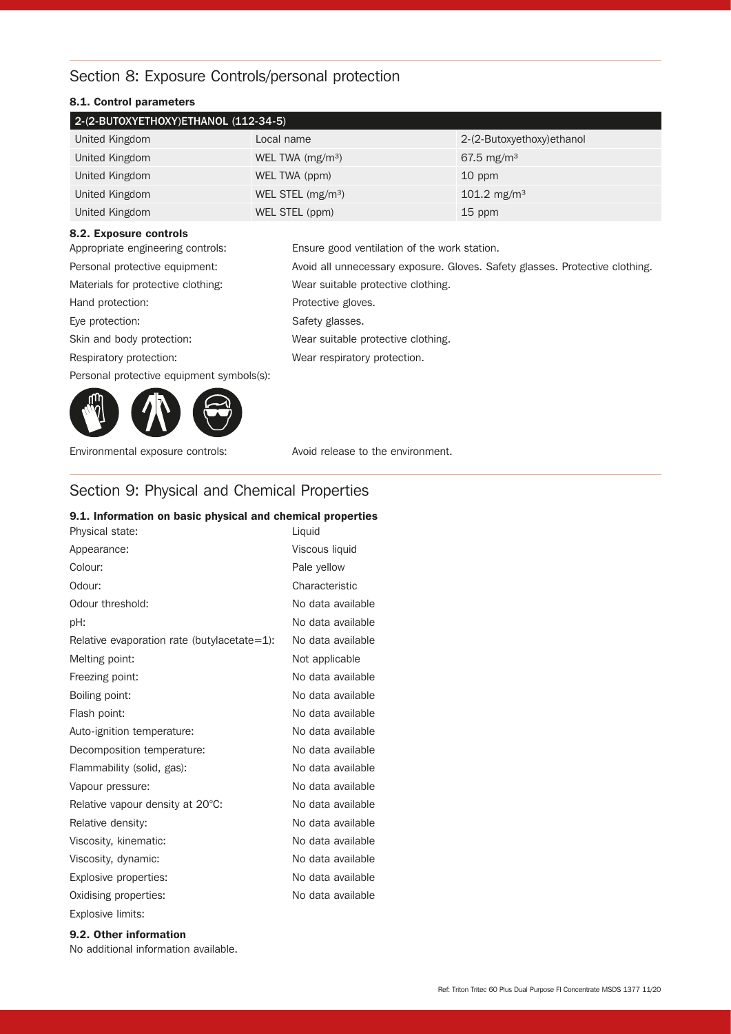## Section 8: Exposure Controls/personal protection

### 8.1. Control parameters

| 2-(2-BUTOXYETHOXY)ETHANOL (112-34-5) | | |
|---|---|---|
| United Kingdom | Local name | 2-(2-Butoxyethoxy)ethanol |
| United Kingdom | WEL TWA ($mg/m^3$) | 67.5 $mg/m^3$ |
| United Kingdom | WEL TWA (ppm) | 10 ppm |
| United Kingdom | WEL STEL ($mg/m^3$) | 101.2 $mg/m^3$ |
| United Kingdom | WEL STEL (ppm) | 15 ppm |

### 8.2. Exposure controls

Appropriate engineering controls: Ensure good ventilation of the work station.

Personal protective equipment: Avoid all unnecessary exposure. Gloves. Safety glasses. Protective clothing.

Materials for protective clothing: Wear suitable protective clothing.

Hand protection: Protective gloves.

Eye protection: Safety glasses.

Skin and body protection: Wear suitable protective clothing.

Respiratory protection: Wear respiratory protection.

Personal protective equipment symbols(s):

Environmental exposure controls: Avoid release to the environment.

## Section 9: Physical and Chemical Properties

### 9.1. Information on basic physical and chemical properties

| | |
|---|---|
| Physical state: | Liquid |
| Appearance: | Viscous liquid |
| Colour: | Pale yellow |
| Odour: | Characteristic |
| Odour threshold: | No data available |
| pH: | No data available |
| Relative evaporation rate (butylacetate=1): | No data available |
| Melting point: | Not applicable |
| Freezing point: | No data available |
| Boiling point: | No data available |
| Flash point: | No data available |
| Auto-ignition temperature: | No data available |
| Decomposition temperature: | No data available |
| Flammability (solid, gas): | No data available |
| Vapour pressure: | No data available |
| Relative vapour density at 20°C: | No data available |
| Relative density: | No data available |
| Viscosity, kinematic: | No data available |
| Viscosity, dynamic: | No data available |
| Explosive properties: | No data available |
| Oxidising properties: | No data available |
| Explosive limits: | |

### 9.2. Other information

No additional information available.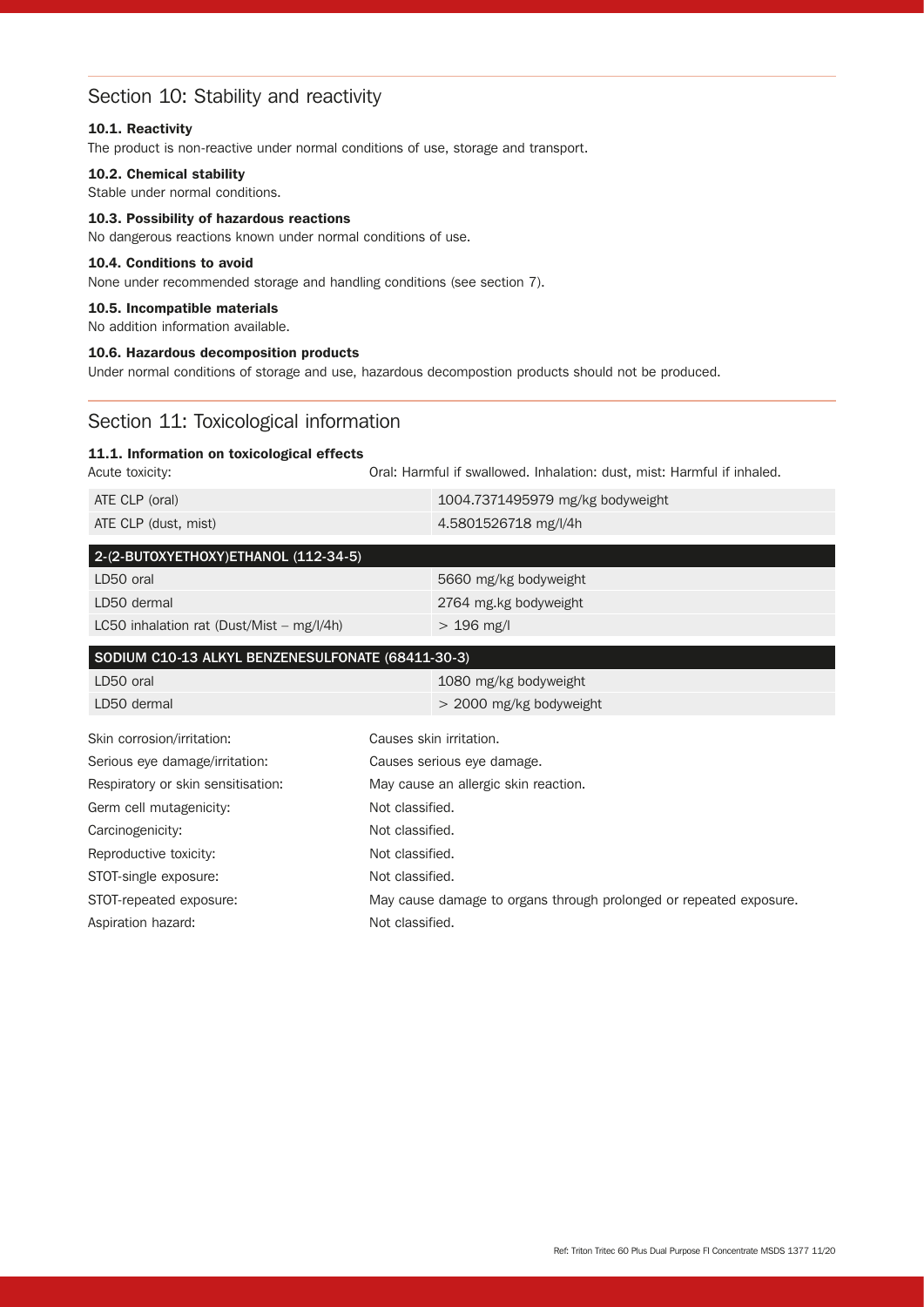## Section 10: Stability and reactivity

### 10.1. Reactivity

The product is non-reactive under normal conditions of use, storage and transport.

### 10.2. Chemical stability

Stable under normal conditions.

### 10.3. Possibility of hazardous reactions

No dangerous reactions known under normal conditions of use.

### 10.4. Conditions to avoid

None under recommended storage and handling conditions (see section 7).

### 10.5. Incompatible materials

No addition information available.

### 10.6. Hazardous decomposition products

Under normal conditions of storage and use, hazardous decompostion products should not be produced.

## Section 11: Toxicological information

### 11.1. Information on toxicological effects

Acute toxicity: Oral: Harmful if swallowed. Inhalation: dust, mist: Harmful if inhaled.

| | |
|---|---|
| ATE CLP (oral) | 1004.7371495979 mg/kg bodyweight |
| ATE CLP (dust, mist) | 4.5801526718 mg/l/4h |

| 2-(2-BUTOXYETHOXY)ETHANOL (112-34-5) | |
|---|---|
| LD50 oral | 5660 mg/kg bodyweight |
| LD50 dermal | 2764 mg.kg bodyweight |
| LC50 inhalation rat (Dust/Mist – mg/l/4h) | > 196 mg/l |

| SODIUM C10-13 ALKYL BENZENESULFONATE (68411-30-3) | |
|---|---|
| LD50 oral | 1080 mg/kg bodyweight |
| LD50 dermal | > 2000 mg/kg bodyweight |

| | |
|---|---|
| Skin corrosion/irritation: | Causes skin irritation. |
| Serious eye damage/irritation: | Causes serious eye damage. |
| Respiratory or skin sensitisation: | May cause an allergic skin reaction. |
| Germ cell mutagenicity: | Not classified. |
| Carcinogenicity: | Not classified. |
| Reproductive toxicity: | Not classified. |
| STOT-single exposure: | Not classified. |
| STOT-repeated exposure: | May cause damage to organs through prolonged or repeated exposure. |
| Aspiration hazard: | Not classified. |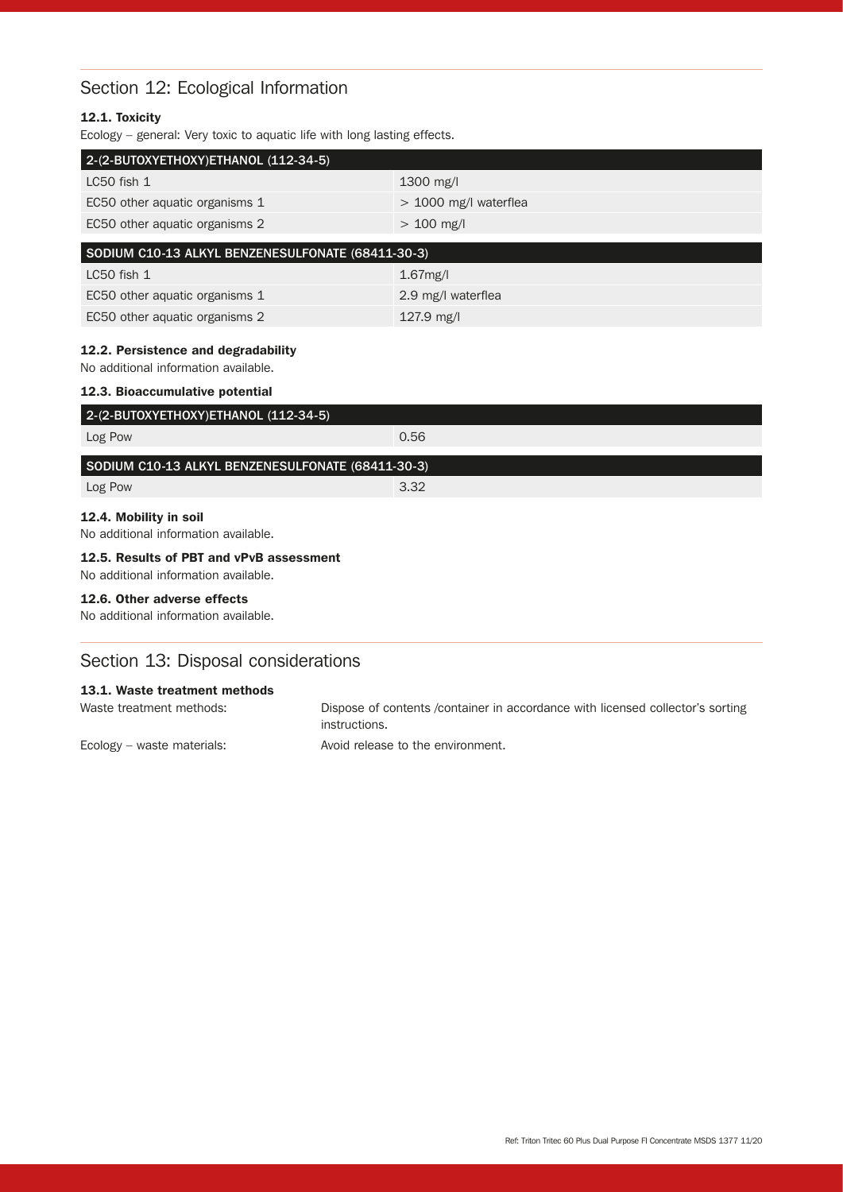## Section 12: Ecological Information

### 12.1. Toxicity

Ecology – general: Very toxic to aquatic life with long lasting effects.

| 2-(2-BUTOXYETHOXY)ETHANOL (112-34-5) | |
|---|---|
| LC50 fish 1 | 1300 mg/l |
| EC50 other aquatic organisms 1 | > 1000 mg/l waterflea |
| EC50 other aquatic organisms 2 | > 100 mg/l |

| SODIUM C10-13 ALKYL BENZENESULFONATE (68411-30-3) | |
|---|---|
| LC50 fish 1 | 1.67mg/l |
| EC50 other aquatic organisms 1 | 2.9 mg/l waterflea |
| EC50 other aquatic organisms 2 | 127.9 mg/l |

### 12.2. Persistence and degradability

No additional information available.

### 12.3. Bioaccumulative potential

| 2-(2-BUTOXYETHOXY)ETHANOL (112-34-5) | |
|---|---|
| Log Pow | 0.56 |

| SODIUM C10-13 ALKYL BENZENESULFONATE (68411-30-3) | |
|---|---|
| Log Pow | 3.32 |

### 12.4. Mobility in soil

No additional information available.

### 12.5. Results of PBT and vPvB assessment

No additional information available.

### 12.6. Other adverse effects

No additional information available.

## Section 13: Disposal considerations

### 13.1. Waste treatment methods

| | |
|---|---|
| Waste treatment methods: | Dispose of contents /container in accordance with licensed collector's sorting instructions. |
| Ecology – waste materials: | Avoid release to the environment. |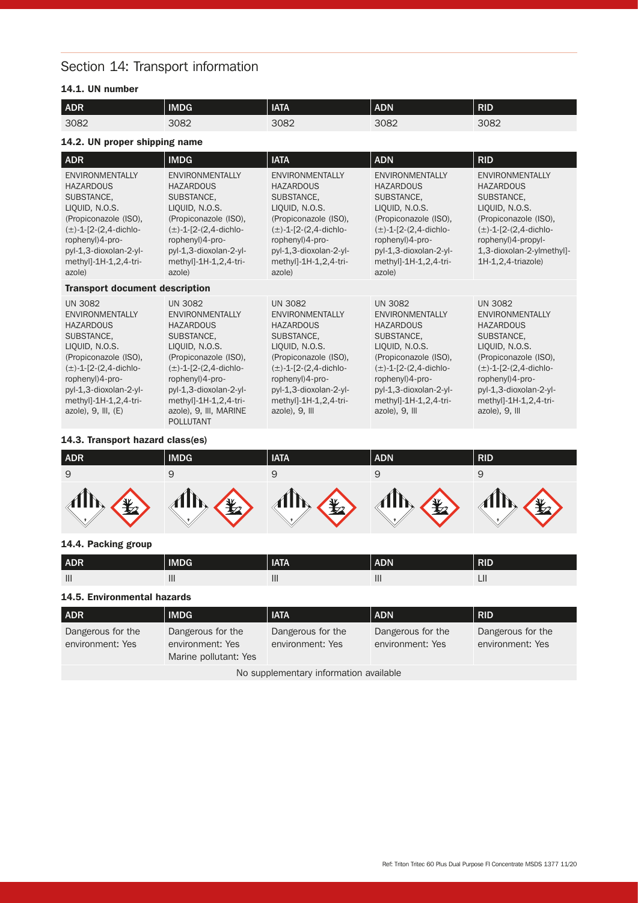## Section 14: Transport information

### 14.1. UN number

| ADR | IMDG | IATA | ADN | RID |
|---|---|---|---|---|
| 3082 | 3082 | 3082 | 3082 | 3082 |

### 14.2. UN proper shipping name

| ADR | IMDG | IATA | ADN | RID |
|---|---|---|---|---|
| ENVIRONMENTALLY HAZARDOUS SUBSTANCE, LIQUID, N.O.S. (Propiconazole (ISO), (±)-1-[2-(2,4-dichlorophenyl)4-propyl-1,3-dioxolan-2-yl-methyl]-1H-1,2,4-triazole) | ENVIRONMENTALLY HAZARDOUS SUBSTANCE, LIQUID, N.O.S. (Propiconazole (ISO), (±)-1-[2-(2,4-dichlorophenyl)4-propyl-1,3-dioxolan-2-yl-methyl]-1H-1,2,4-triazole) | ENVIRONMENTALLY HAZARDOUS SUBSTANCE, LIQUID, N.O.S. (Propiconazole (ISO), (±)-1-[2-(2,4-dichlorophenyl)4-propyl-1,3-dioxolan-2-yl-methyl]-1H-1,2,4-triazole) | ENVIRONMENTALLY HAZARDOUS SUBSTANCE, LIQUID, N.O.S. (Propiconazole (ISO), (±)-1-[2-(2,4-dichlorophenyl)4-propyl-1,3-dioxolan-2-yl-methyl]-1H-1,2,4-triazole) | ENVIRONMENTALLY HAZARDOUS SUBSTANCE, LIQUID, N.O.S. (Propiconazole (ISO), (±)-1-[2-(2,4-dichlorophenyl)4-propyl-1,3-dioxolan-2-ylmethyl]-1H-1,2,4-triazole) |
| **Transport document description** | | | | |
| UN 3082 ENVIRONMENTALLY HAZARDOUS SUBSTANCE, LIQUID, N.O.S. (Propiconazole (ISO), (±)-1-[2-(2,4-dichlorophenyl)4-propyl-1,3-dioxolan-2-yl-methyl]-1H-1,2,4-triazole), 9, III, (E) | UN 3082 ENVIRONMENTALLY HAZARDOUS SUBSTANCE, LIQUID, N.O.S. (Propiconazole (ISO), (±)-1-[2-(2,4-dichlorophenyl)4-propyl-1,3-dioxolan-2-yl-methyl]-1H-1,2,4-triazole), 9, III, MARINE POLLUTANT | UN 3082 ENVIRONMENTALLY HAZARDOUS SUBSTANCE, LIQUID, N.O.S. (Propiconazole (ISO), (±)-1-[2-(2,4-dichlorophenyl)4-propyl-1,3-dioxolan-2-yl-methyl]-1H-1,2,4-triazole), 9, III | UN 3082 ENVIRONMENTALLY HAZARDOUS SUBSTANCE, LIQUID, N.O.S. (Propiconazole (ISO), (±)-1-[2-(2,4-dichlorophenyl)4-propyl-1,3-dioxolan-2-yl-methyl]-1H-1,2,4-triazole), 9, III | UN 3082 ENVIRONMENTALLY HAZARDOUS SUBSTANCE, LIQUID, N.O.S. (Propiconazole (ISO), (±)-1-[2-(2,4-dichlorophenyl)4-propyl-1,3-dioxolan-2-yl-methyl]-1H-1,2,4-triazole), 9, III |

### 14.3. Transport hazard class(es)

| ADR | IMDG | IATA | ADN | RID |
|---|---|---|---|---|
| 9 | 9 | 9 | 9 | 9 |

### 14.4. Packing group

| ADR | IMDG | IATA | ADN | RID |
|---|---|---|---|---|
| III | III | III | III | LII |

### 14.5. Environmental hazards

| ADR | IMDG | IATA | ADN | RID |
|---|---|---|---|---|
| Dangerous for the environment: Yes | Dangerous for the environment: Yes Marine pollutant: Yes | Dangerous for the environment: Yes | Dangerous for the environment: Yes | Dangerous for the environment: Yes |

No supplementary information available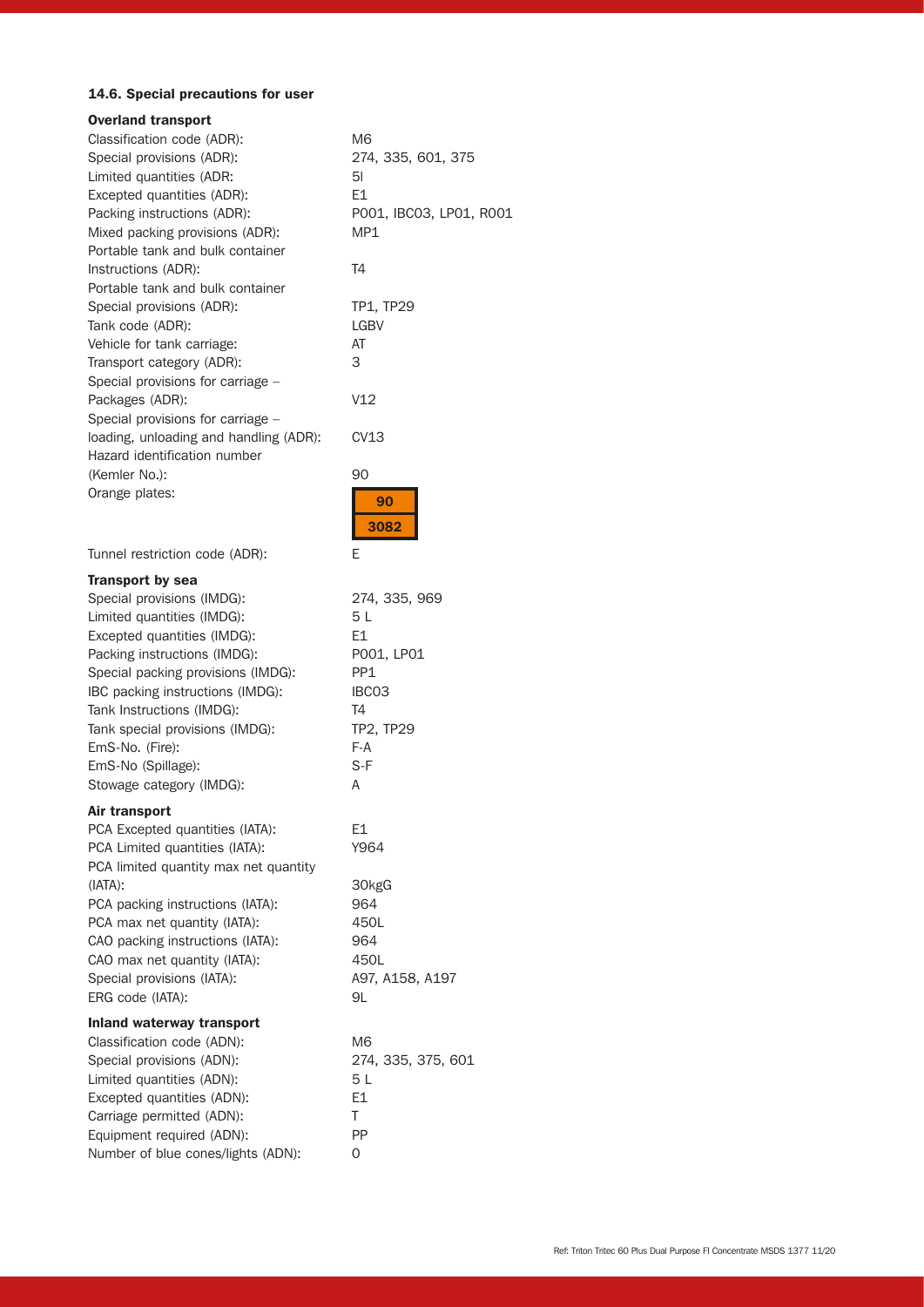#### 14.6. Special precautions for user

**Overland transport**

| | |
|---|---|
| Classification code (ADR): | M6 |
| Special provisions (ADR): | 274, 335, 601, 375 |
| Limited quantities (ADR: | 5l |
| Excepted quantities (ADR): | E1 |
| Packing instructions (ADR): | P001, IBC03, LP01, R001 |
| Mixed packing provisions (ADR): | MP1 |
| Portable tank and bulk container Instructions (ADR): | T4 |
| Portable tank and bulk container Special provisions (ADR): | TP1, TP29 |
| Tank code (ADR): | LGBV |
| Vehicle for tank carriage: | AT |
| Transport category (ADR): | 3 |
| Special provisions for carriage – Packages (ADR): | V12 |
| Special provisions for carriage – loading, unloading and handling (ADR): | CV13 |
| Hazard identification number (Kemler No.): | 90 |
| Orange plates: | 90 / 3082 |
| Tunnel restriction code (ADR): | E |

**Transport by sea**

| | |
|---|---|
| Special provisions (IMDG): | 274, 335, 969 |
| Limited quantities (IMDG): | 5 L |
| Excepted quantities (IMDG): | E1 |
| Packing instructions (IMDG): | P001, LP01 |
| Special packing provisions (IMDG): | PP1 |
| IBC packing instructions (IMDG): | IBC03 |
| Tank Instructions (IMDG): | T4 |
| Tank special provisions (IMDG): | TP2, TP29 |
| EmS-No. (Fire): | F-A |
| EmS-No (Spillage): | S-F |
| Stowage category (IMDG): | A |

**Air transport**

| | |
|---|---|
| PCA Excepted quantities (IATA): | E1 |
| PCA Limited quantities (IATA): | Y964 |
| PCA limited quantity max net quantity (IATA): | 30kgG |
| PCA packing instructions (IATA): | 964 |
| PCA max net quantity (IATA): | 450L |
| CAO packing instructions (IATA): | 964 |
| CAO max net quantity (IATA): | 450L |
| Special provisions (IATA): | A97, A158, A197 |
| ERG code (IATA): | 9L |

**Inland waterway transport**

| | |
|---|---|
| Classification code (ADN): | M6 |
| Special provisions (ADN): | 274, 335, 375, 601 |
| Limited quantities (ADN): | 5 L |
| Excepted quantities (ADN): | E1 |
| Carriage permitted (ADN): | T |
| Equipment required (ADN): | PP |
| Number of blue cones/lights (ADN): | 0 |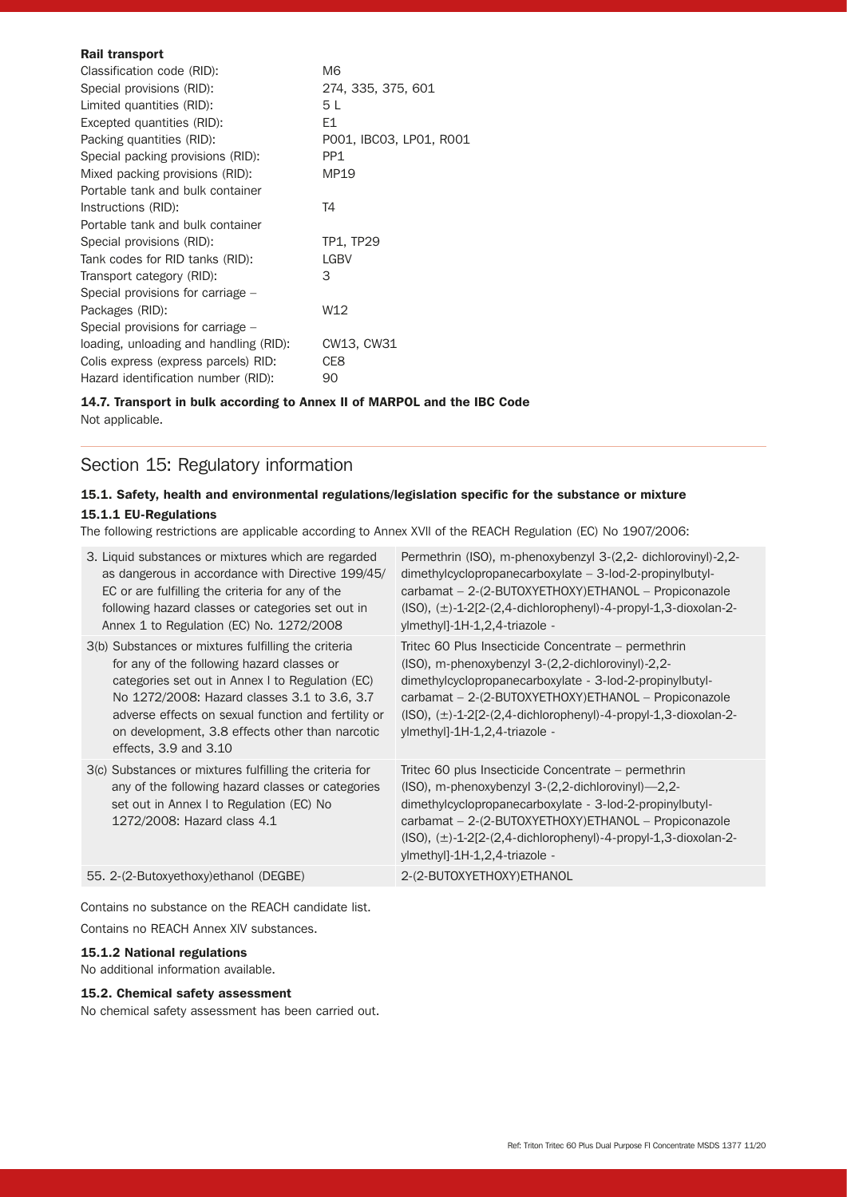**Rail transport**

| | |
|---|---|
| Classification code (RID): | M6 |
| Special provisions (RID): | 274, 335, 375, 601 |
| Limited quantities (RID): | 5 L |
| Excepted quantities (RID): | E1 |
| Packing quantities (RID): | P001, IBC03, LP01, R001 |
| Special packing provisions (RID): | PP1 |
| Mixed packing provisions (RID): | MP19 |
| Portable tank and bulk container Instructions (RID): | T4 |
| Portable tank and bulk container Special provisions (RID): | TP1, TP29 |
| Tank codes for RID tanks (RID): | LGBV |
| Transport category (RID): | 3 |
| Special provisions for carriage – Packages (RID): | W12 |
| Special provisions for carriage – loading, unloading and handling (RID): | CW13, CW31 |
| Colis express (express parcels) RID: | CE8 |
| Hazard identification number (RID): | 90 |

**14.7. Transport in bulk according to Annex II of MARPOL and the IBC Code**

Not applicable.

## Section 15: Regulatory information

**15.1. Safety, health and environmental regulations/legislation specific for the substance or mixture**

**15.1.1 EU-Regulations**

The following restrictions are applicable according to Annex XVII of the REACH Regulation (EC) No 1907/2006:

| | |
|---|---|
| 3. Liquid substances or mixtures which are regarded as dangerous in accordance with Directive 199/45/ EC or are fulfilling the criteria for any of the following hazard classes or categories set out in Annex 1 to Regulation (EC) No. 1272/2008 | Permethrin (ISO), m-phenoxybenzyl 3-(2,2- dichlorovinyl)-2,2-dimethylcyclopropanecarboxylate – 3-lod-2-propinylbutyl-carbamat – 2-(2-BUTOXYETHOXY)ETHANOL – Propiconazole (ISO), (±)-1-2[2-(2,4-dichlorophenyl)-4-propyl-1,3-dioxolan-2-ylmethyl]-1H-1,2,4-triazole - |
| 3(b) Substances or mixtures fulfilling the criteria for any of the following hazard classes or categories set out in Annex I to Regulation (EC) No 1272/2008: Hazard classes 3.1 to 3.6, 3.7 adverse effects on sexual function and fertility or on development, 3.8 effects other than narcotic effects, 3.9 and 3.10 | Tritec 60 Plus Insecticide Concentrate – permethrin (ISO), m-phenoxybenzyl 3-(2,2-dichlorovinyl)-2,2-dimethylcyclopropanecarboxylate - 3-lod-2-propinylbutyl-carbamat – 2-(2-BUTOXYETHOXY)ETHANOL – Propiconazole (ISO), (±)-1-2[2-(2,4-dichlorophenyl)-4-propyl-1,3-dioxolan-2-ylmethyl]-1H-1,2,4-triazole - |
| 3(c) Substances or mixtures fulfilling the criteria for any of the following hazard classes or categories set out in Annex I to Regulation (EC) No 1272/2008: Hazard class 4.1 | Tritec 60 plus Insecticide Concentrate – permethrin (ISO), m-phenoxybenzyl 3-(2,2-dichlorovinyl)—2,2-dimethylcyclopropanecarboxylate - 3-lod-2-propinylbutyl-carbamat – 2-(2-BUTOXYETHOXY)ETHANOL – Propiconazole (ISO), (±)-1-2[2-(2,4-dichlorophenyl)-4-propyl-1,3-dioxolan-2-ylmethyl]-1H-1,2,4-triazole - |
| 55. 2-(2-Butoxyethoxy)ethanol (DEGBE) | 2-(2-BUTOXYETHOXY)ETHANOL |

Contains no substance on the REACH candidate list.

Contains no REACH Annex XIV substances.

**15.1.2 National regulations**

No additional information available.

**15.2. Chemical safety assessment**

No chemical safety assessment has been carried out.

Ref: Triton Tritec 60 Plus Dual Purpose FI Concentrate MSDS 1377 11/20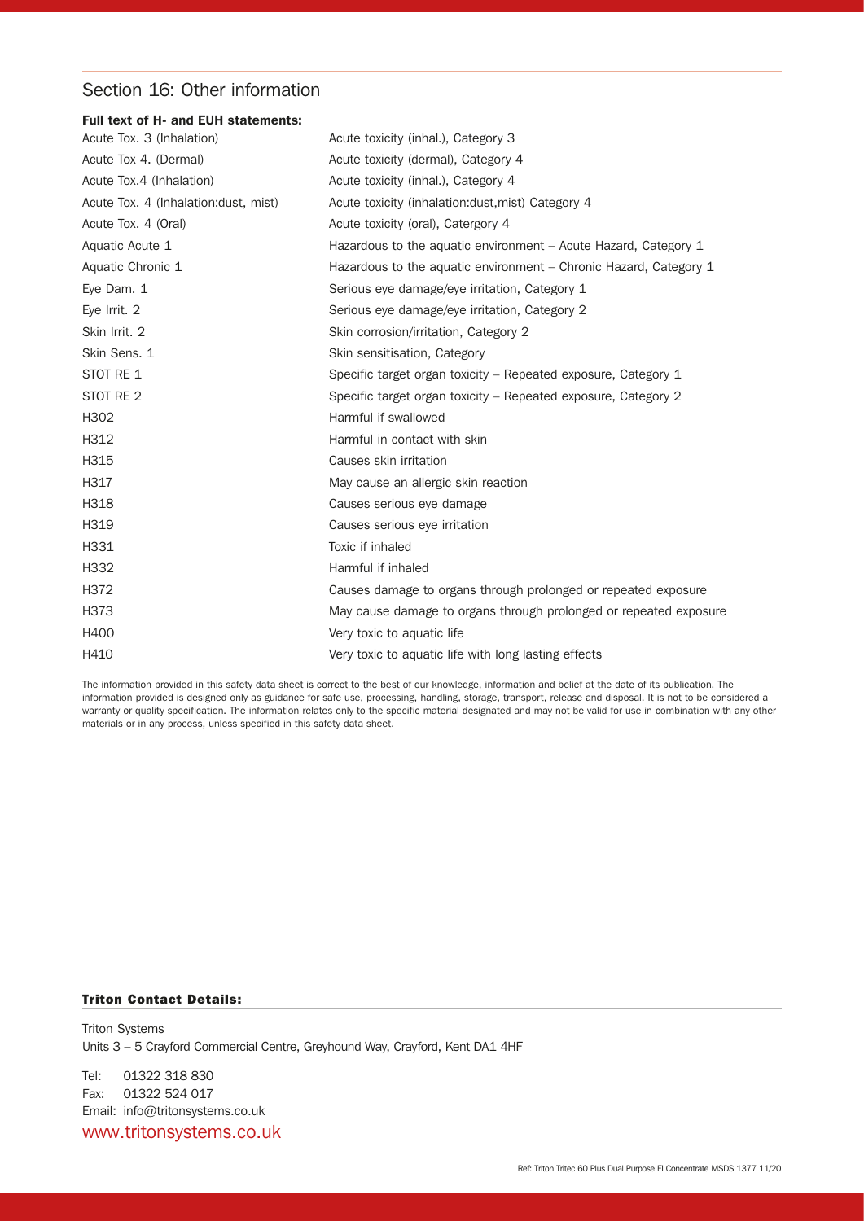## Section 16: Other information

**Full text of H- and EUH statements:**

| | |
|---|---|
| Acute Tox. 3 (Inhalation) | Acute toxicity (inhal.), Category 3 |
| Acute Tox 4. (Dermal) | Acute toxicity (dermal), Category 4 |
| Acute Tox.4 (Inhalation) | Acute toxicity (inhal.), Category 4 |
| Acute Tox. 4 (Inhalation:dust, mist) | Acute toxicity (inhalation:dust,mist) Category 4 |
| Acute Tox. 4 (Oral) | Acute toxicity (oral), Catergory 4 |
| Aquatic Acute 1 | Hazardous to the aquatic environment – Acute Hazard, Category 1 |
| Aquatic Chronic 1 | Hazardous to the aquatic environment – Chronic Hazard, Category 1 |
| Eye Dam. 1 | Serious eye damage/eye irritation, Category 1 |
| Eye Irrit. 2 | Serious eye damage/eye irritation, Category 2 |
| Skin Irrit. 2 | Skin corrosion/irritation, Category 2 |
| Skin Sens. 1 | Skin sensitisation, Category |
| STOT RE 1 | Specific target organ toxicity – Repeated exposure, Category 1 |
| STOT RE 2 | Specific target organ toxicity – Repeated exposure, Category 2 |
| H302 | Harmful if swallowed |
| H312 | Harmful in contact with skin |
| H315 | Causes skin irritation |
| H317 | May cause an allergic skin reaction |
| H318 | Causes serious eye damage |
| H319 | Causes serious eye irritation |
| H331 | Toxic if inhaled |
| H332 | Harmful if inhaled |
| H372 | Causes damage to organs through prolonged or repeated exposure |
| H373 | May cause damage to organs through prolonged or repeated exposure |
| H400 | Very toxic to aquatic life |
| H410 | Very toxic to aquatic life with long lasting effects |

The information provided in this safety data sheet is correct to the best of our knowledge, information and belief at the date of its publication. The information provided is designed only as guidance for safe use, processing, handling, storage, transport, release and disposal. It is not to be considered a warranty or quality specification. The information relates only to the specific material designated and may not be valid for use in combination with any other materials or in any process, unless specified in this safety data sheet.

**Triton Contact Details:**

Triton Systems
Units 3 – 5 Crayford Commercial Centre, Greyhound Way, Crayford, Kent DA1 4HF

Tel: 01322 318 830
Fax: 01322 524 017
Email: info@tritonsystems.co.uk

www.tritonsystems.co.uk

Ref: Triton Tritec 60 Plus Dual Purpose FI Concentrate MSDS 1377 11/20